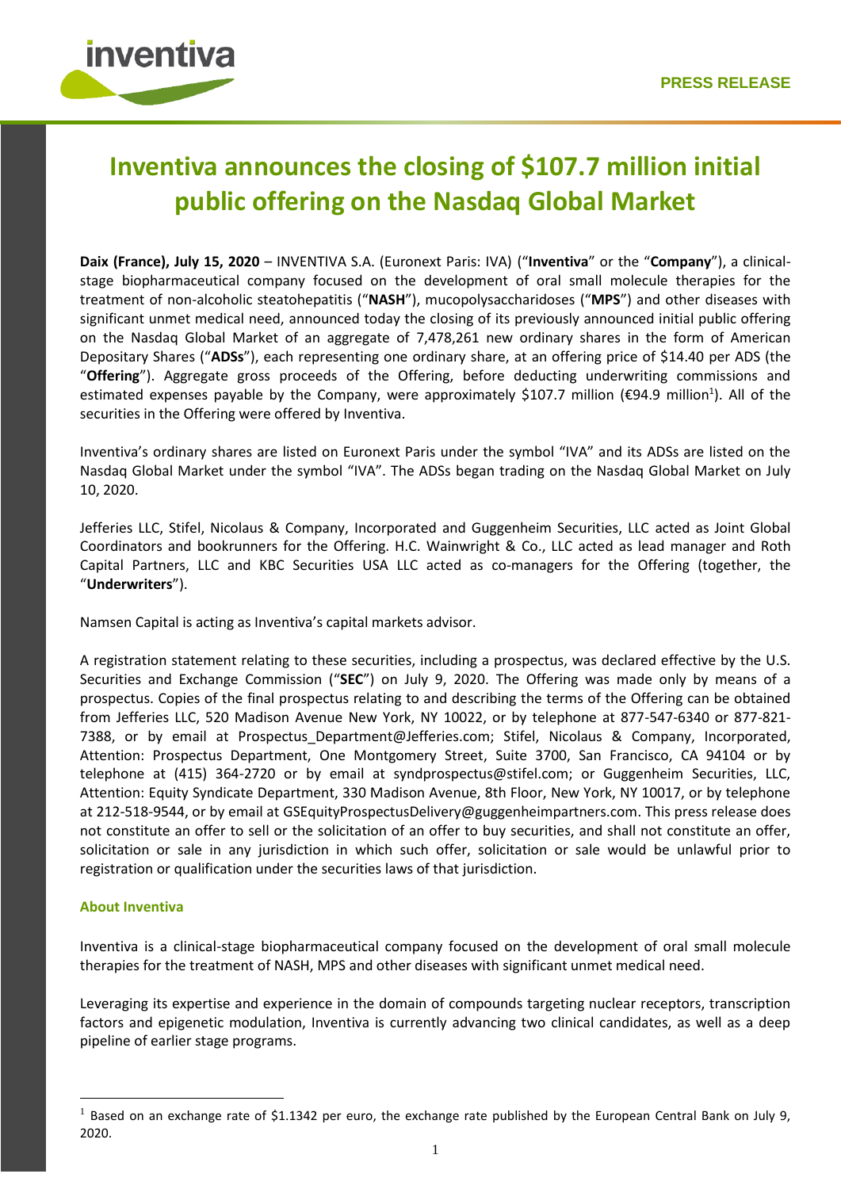# Inventiva announces the closing of $107.7 million initial public offering on the Nasdaq Global Market

**Daix (France), July 15, 2020** – INVENTIVA S.A. (Euronext Paris: IVA) ("**Inventiva**" or the "**Company**"), a clinical-stage biopharmaceutical company focused on the development of oral small molecule therapies for the treatment of non-alcoholic steatohepatitis ("**NASH**"), mucopolysaccharidoses ("**MPS**") and other diseases with significant unmet medical need, announced today the closing of its previously announced initial public offering on the Nasdaq Global Market of an aggregate of 7,478,261 new ordinary shares in the form of American Depositary Shares ("**ADSs**"), each representing one ordinary share, at an offering price of $14.40 per ADS (the "**Offering**"). Aggregate gross proceeds of the Offering, before deducting underwriting commissions and estimated expenses payable by the Company, were approximately $107.7 million (€94.9 million[1]). All of the securities in the Offering were offered by Inventiva.

Inventiva's ordinary shares are listed on Euronext Paris under the symbol "IVA" and its ADSs are listed on the Nasdaq Global Market under the symbol "IVA". The ADSs began trading on the Nasdaq Global Market on July 10, 2020.

Jefferies LLC, Stifel, Nicolaus & Company, Incorporated and Guggenheim Securities, LLC acted as Joint Global Coordinators and bookrunners for the Offering. H.C. Wainwright & Co., LLC acted as lead manager and Roth Capital Partners, LLC and KBC Securities USA LLC acted as co-managers for the Offering (together, the "**Underwriters**").

Namsen Capital is acting as Inventiva's capital markets advisor.

A registration statement relating to these securities, including a prospectus, was declared effective by the U.S. Securities and Exchange Commission ("**SEC**") on July 9, 2020. The Offering was made only by means of a prospectus. Copies of the final prospectus relating to and describing the terms of the Offering can be obtained from Jefferies LLC, 520 Madison Avenue New York, NY 10022, or by telephone at 877-547-6340 or 877-821-7388, or by email at Prospectus_Department@Jefferies.com; Stifel, Nicolaus & Company, Incorporated, Attention: Prospectus Department, One Montgomery Street, Suite 3700, San Francisco, CA 94104 or by telephone at (415) 364-2720 or by email at syndprospectus@stifel.com; or Guggenheim Securities, LLC, Attention: Equity Syndicate Department, 330 Madison Avenue, 8th Floor, New York, NY 10017, or by telephone at 212-518-9544, or by email at GSEquityProspectusDelivery@guggenheimpartners.com. This press release does not constitute an offer to sell or the solicitation of an offer to buy securities, and shall not constitute an offer, solicitation or sale in any jurisdiction in which such offer, solicitation or sale would be unlawful prior to registration or qualification under the securities laws of that jurisdiction.

### About Inventiva

Inventiva is a clinical-stage biopharmaceutical company focused on the development of oral small molecule therapies for the treatment of NASH, MPS and other diseases with significant unmet medical need.

Leveraging its expertise and experience in the domain of compounds targeting nuclear receptors, transcription factors and epigenetic modulation, Inventiva is currently advancing two clinical candidates, as well as a deep pipeline of earlier stage programs.

---

[1] Based on an exchange rate of $1.1342 per euro, the exchange rate published by the European Central Bank on July 9, 2020.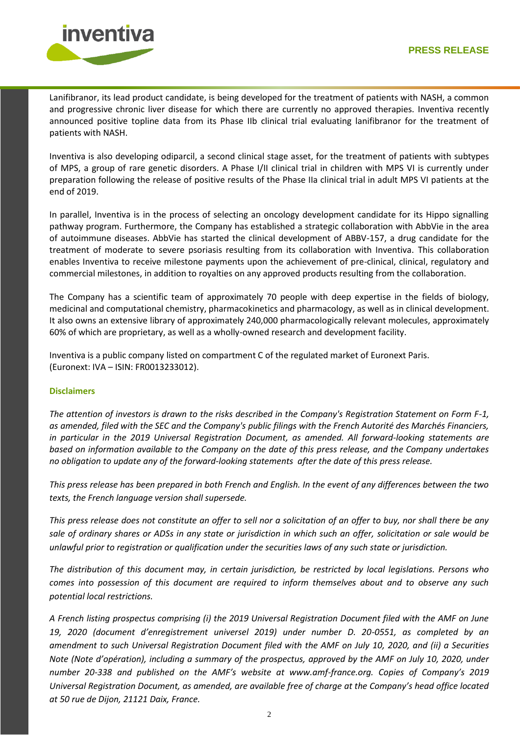Lanifibranor, its lead product candidate, is being developed for the treatment of patients with NASH, a common and progressive chronic liver disease for which there are currently no approved therapies. Inventiva recently announced positive topline data from its Phase IIb clinical trial evaluating lanifibranor for the treatment of patients with NASH.

Inventiva is also developing odiparcil, a second clinical stage asset, for the treatment of patients with subtypes of MPS, a group of rare genetic disorders. A Phase I/II clinical trial in children with MPS VI is currently under preparation following the release of positive results of the Phase IIa clinical trial in adult MPS VI patients at the end of 2019.

In parallel, Inventiva is in the process of selecting an oncology development candidate for its Hippo signalling pathway program. Furthermore, the Company has established a strategic collaboration with AbbVie in the area of autoimmune diseases. AbbVie has started the clinical development of ABBV-157, a drug candidate for the treatment of moderate to severe psoriasis resulting from its collaboration with Inventiva. This collaboration enables Inventiva to receive milestone payments upon the achievement of pre-clinical, clinical, regulatory and commercial milestones, in addition to royalties on any approved products resulting from the collaboration.

The Company has a scientific team of approximately 70 people with deep expertise in the fields of biology, medicinal and computational chemistry, pharmacokinetics and pharmacology, as well as in clinical development. It also owns an extensive library of approximately 240,000 pharmacologically relevant molecules, approximately 60% of which are proprietary, as well as a wholly-owned research and development facility.

Inventiva is a public company listed on compartment C of the regulated market of Euronext Paris.
(Euronext: IVA – ISIN: FR0013233012).

**Disclaimers**

*The attention of investors is drawn to the risks described in the Company's Registration Statement on Form F-1, as amended, filed with the SEC and the Company's public filings with the French Autorité des Marchés Financiers, in particular in the 2019 Universal Registration Document, as amended. All forward-looking statements are based on information available to the Company on the date of this press release, and the Company undertakes no obligation to update any of the forward-looking statements after the date of this press release.*

*This press release has been prepared in both French and English. In the event of any differences between the two texts, the French language version shall supersede.*

*This press release does not constitute an offer to sell nor a solicitation of an offer to buy, nor shall there be any sale of ordinary shares or ADSs in any state or jurisdiction in which such an offer, solicitation or sale would be unlawful prior to registration or qualification under the securities laws of any such state or jurisdiction.*

*The distribution of this document may, in certain jurisdiction, be restricted by local legislations. Persons who comes into possession of this document are required to inform themselves about and to observe any such potential local restrictions.*

*A French listing prospectus comprising (i) the 2019 Universal Registration Document filed with the AMF on June 19, 2020 (document d'enregistrement universel 2019) under number D. 20-0551, as completed by an amendment to such Universal Registration Document filed with the AMF on July 10, 2020, and (ii) a Securities Note (Note d'opération), including a summary of the prospectus, approved by the AMF on July 10, 2020, under number 20-338 and published on the AMF's website at www.amf-france.org. Copies of Company's 2019 Universal Registration Document, as amended, are available free of charge at the Company's head office located at 50 rue de Dijon, 21121 Daix, France.*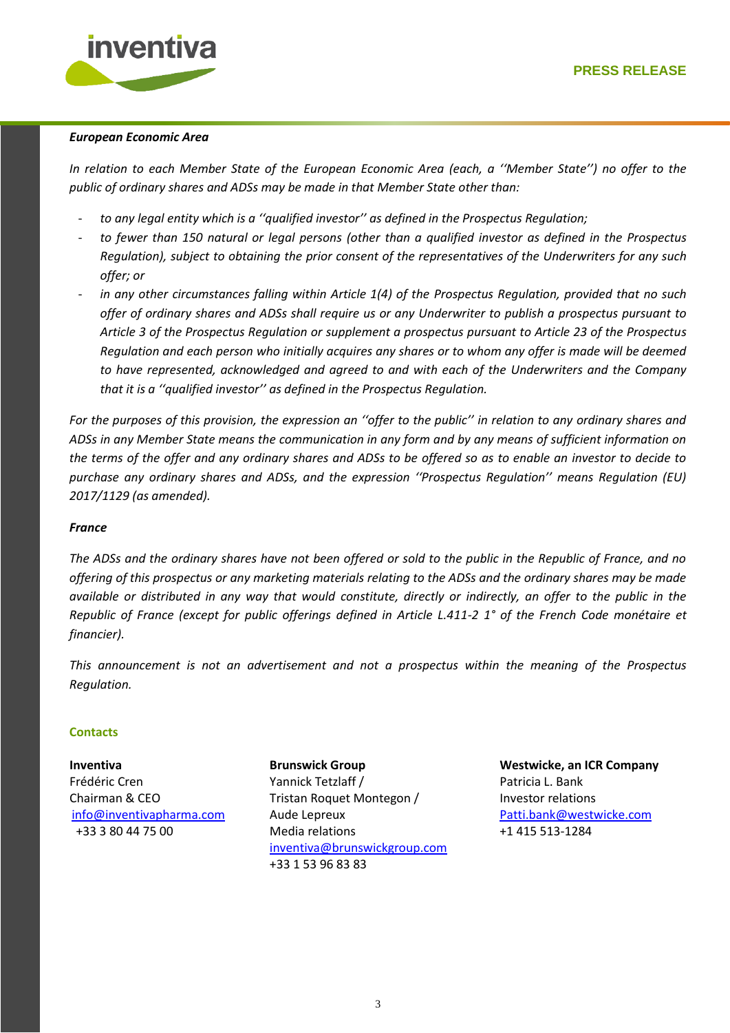***European Economic Area***

*In relation to each Member State of the European Economic Area (each, a ''Member State'') no offer to the public of ordinary shares and ADSs may be made in that Member State other than:*

- *to any legal entity which is a ''qualified investor'' as defined in the Prospectus Regulation;*
- *to fewer than 150 natural or legal persons (other than a qualified investor as defined in the Prospectus Regulation), subject to obtaining the prior consent of the representatives of the Underwriters for any such offer; or*
- *in any other circumstances falling within Article 1(4) of the Prospectus Regulation, provided that no such offer of ordinary shares and ADSs shall require us or any Underwriter to publish a prospectus pursuant to Article 3 of the Prospectus Regulation or supplement a prospectus pursuant to Article 23 of the Prospectus Regulation and each person who initially acquires any shares or to whom any offer is made will be deemed to have represented, acknowledged and agreed to and with each of the Underwriters and the Company that it is a ''qualified investor'' as defined in the Prospectus Regulation.*

*For the purposes of this provision, the expression an ''offer to the public'' in relation to any ordinary shares and ADSs in any Member State means the communication in any form and by any means of sufficient information on the terms of the offer and any ordinary shares and ADSs to be offered so as to enable an investor to decide to purchase any ordinary shares and ADSs, and the expression ''Prospectus Regulation'' means Regulation (EU) 2017/1129 (as amended).*

***France***

*The ADSs and the ordinary shares have not been offered or sold to the public in the Republic of France, and no offering of this prospectus or any marketing materials relating to the ADSs and the ordinary shares may be made available or distributed in any way that would constitute, directly or indirectly, an offer to the public in the Republic of France (except for public offerings defined in Article L.411-2 1° of the French Code monétaire et financier).*

*This announcement is not an advertisement and not a prospectus within the meaning of the Prospectus Regulation.*

**Contacts**

**Inventiva**
Frédéric Cren
Chairman & CEO
info@inventivapharma.com
+33 3 80 44 75 00

**Brunswick Group**
Yannick Tetzlaff /
Tristan Roquet Montegon /
Aude Lepreux
Media relations
inventiva@brunswickgroup.com
+33 1 53 96 83 83

**Westwicke, an ICR Company**
Patricia L. Bank
Investor relations
Patti.bank@westwicke.com
+1 415 513-1284